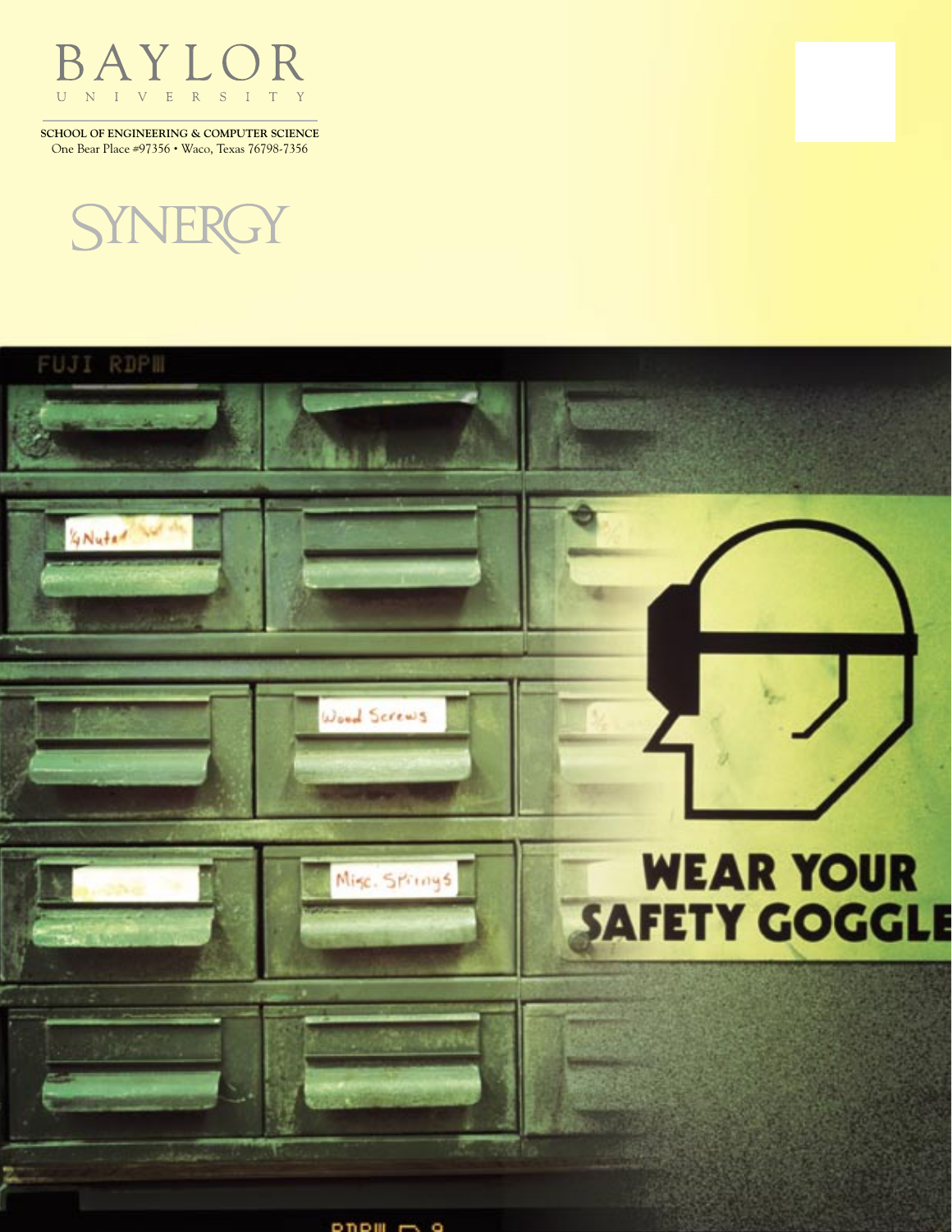BAYLOR
UNIVERSITY

**SCHOOL OF ENGINEERING & COMPUTER SCIENCE**
One Bear Place #97356 • Waco, Texas 76798-7356

# SYNERGY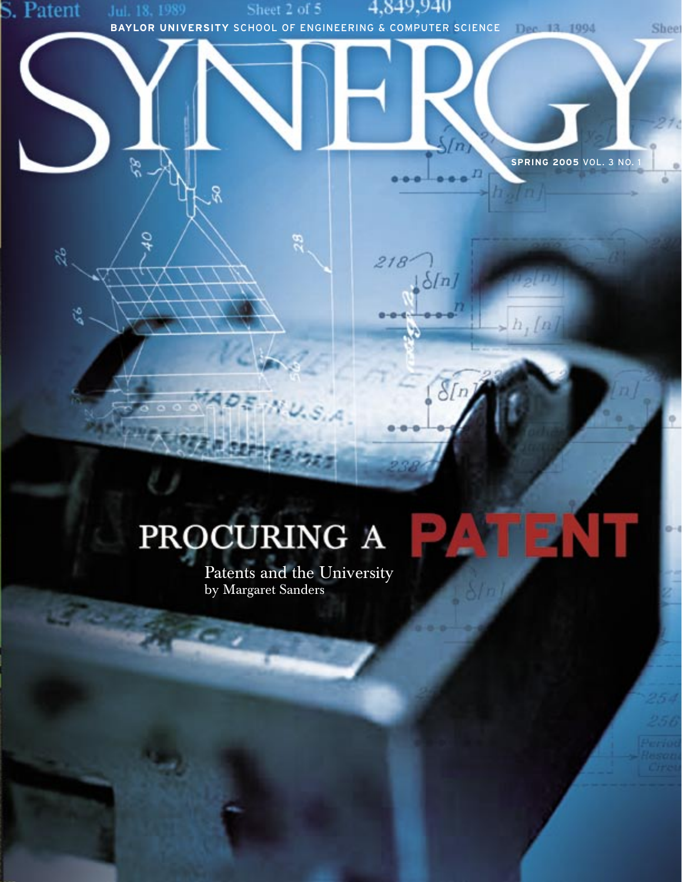BAYLOR UNIVERSITY SCHOOL OF ENGINEERING & COMPUTER SCIENCE

# SYNERGY

**SPRING 2005** VOL. 3 NO. 1

## PROCURING A PATENT

Patents and the University
by Margaret Sanders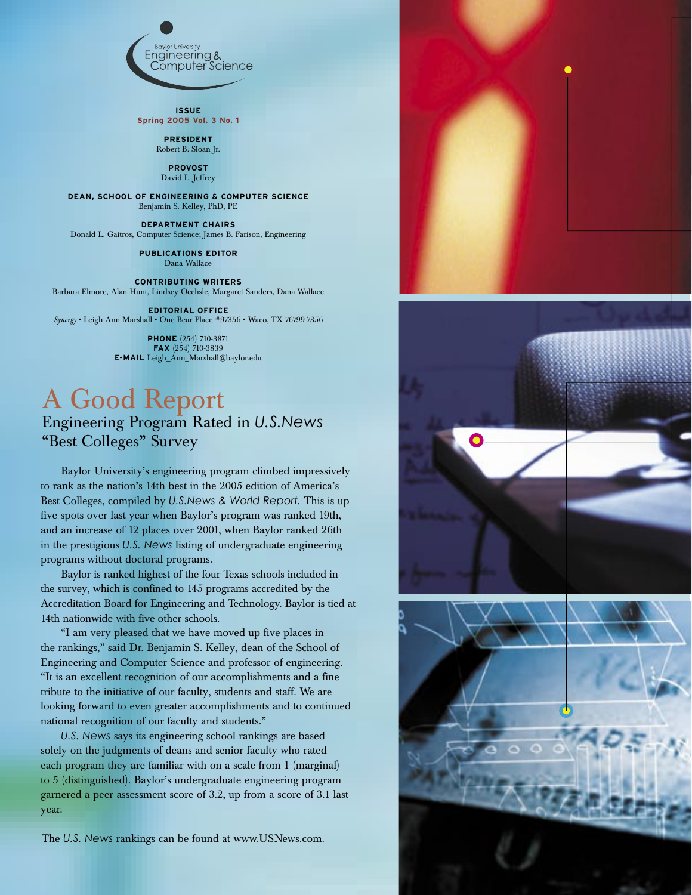Baylor University
Engineering & Computer Science

**ISSUE**
**Spring 2005 Vol. 3 No. 1**

**PRESIDENT**
Robert B. Sloan Jr.

**PROVOST**
David L. Jeffrey

**DEAN, SCHOOL OF ENGINEERING & COMPUTER SCIENCE**
Benjamin S. Kelley, PhD, PE

**DEPARTMENT CHAIRS**
Donald L. Gaitros, Computer Science; James B. Farison, Engineering

**PUBLICATIONS EDITOR**
Dana Wallace

**CONTRIBUTING WRITERS**
Barbara Elmore, Alan Hunt, Lindsey Oechsle, Margaret Sanders, Dana Wallace

**EDITORIAL OFFICE**
*Synergy* • Leigh Ann Marshall • One Bear Place #97356 • Waco, TX 76799-7356

**PHONE** (254) 710-3871
**FAX** (254) 710-3839
**E-MAIL** Leigh_Ann_Marshall@baylor.edu

# A Good Report

## Engineering Program Rated in *U.S.News* "Best Colleges" Survey

Baylor University's engineering program climbed impressively to rank as the nation's 14th best in the 2005 edition of America's Best Colleges, compiled by *U.S.News & World Report*. This is up five spots over last year when Baylor's program was ranked 19th, and an increase of 12 places over 2001, when Baylor ranked 26th in the prestigious *U.S. News* listing of undergraduate engineering programs without doctoral programs.

Baylor is ranked highest of the four Texas schools included in the survey, which is confined to 145 programs accredited by the Accreditation Board for Engineering and Technology. Baylor is tied at 14th nationwide with five other schools.

"I am very pleased that we have moved up five places in the rankings," said Dr. Benjamin S. Kelley, dean of the School of Engineering and Computer Science and professor of engineering. "It is an excellent recognition of our accomplishments and a fine tribute to the initiative of our faculty, students and staff. We are looking forward to even greater accomplishments and to continued national recognition of our faculty and students."

*U.S. News* says its engineering school rankings are based solely on the judgments of deans and senior faculty who rated each program they are familiar with on a scale from 1 (marginal) to 5 (distinguished). Baylor's undergraduate engineering program garnered a peer assessment score of 3.2, up from a score of 3.1 last year.

The *U.S. News* rankings can be found at www.USNews.com.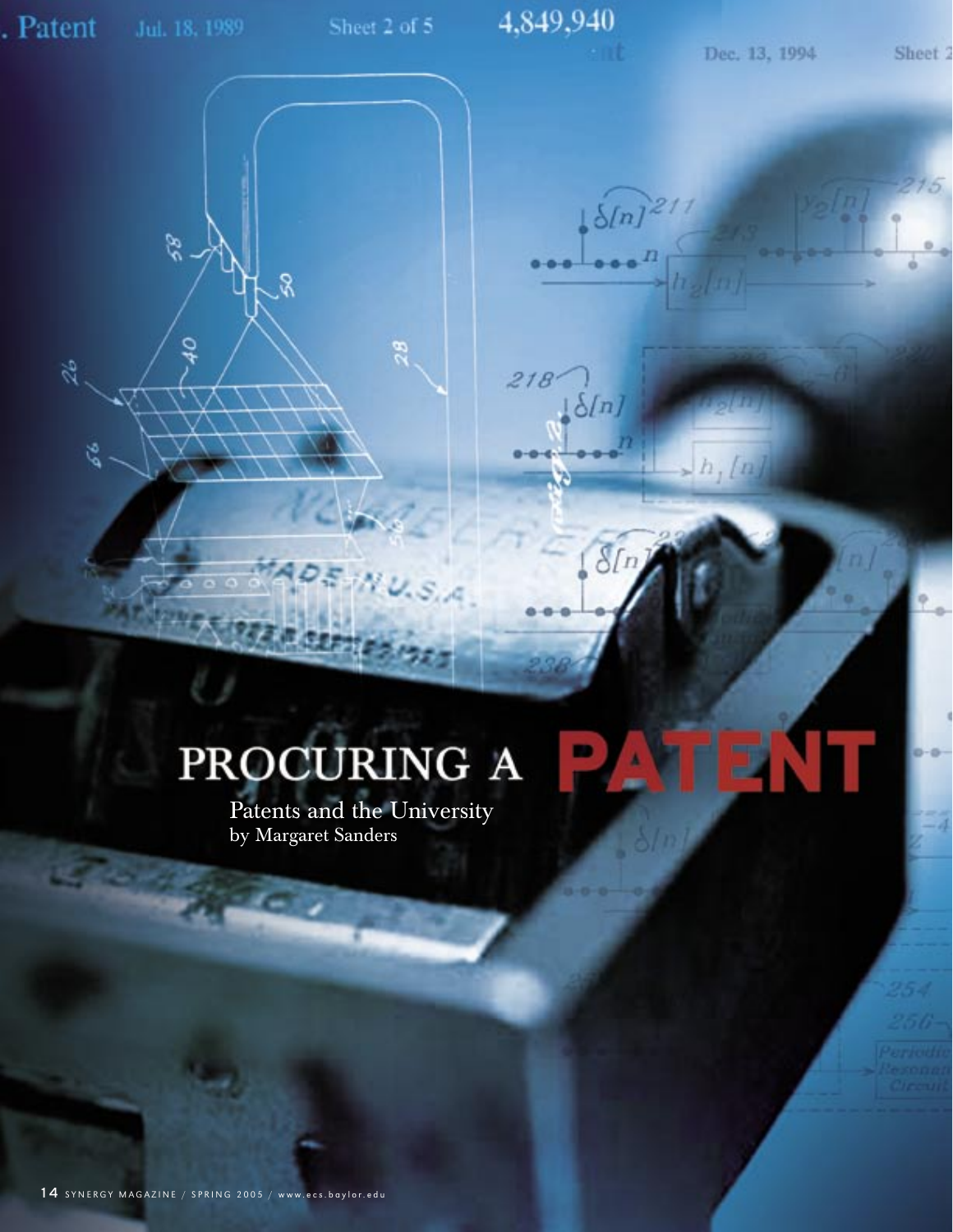# PROCURING A PATENT

## Patents and the University

by Margaret Sanders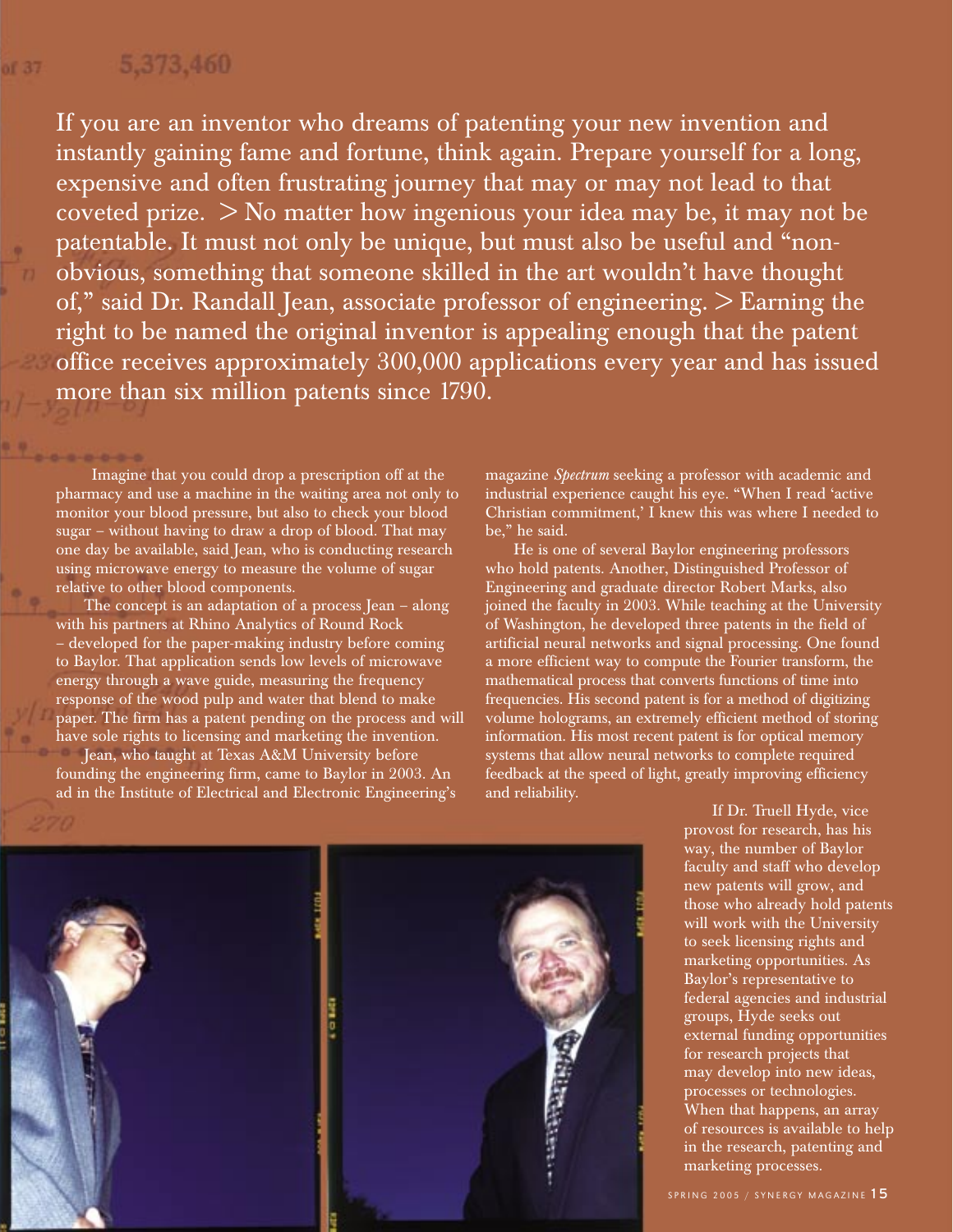If you are an inventor who dreams of patenting your new invention and instantly gaining fame and fortune, think again. Prepare yourself for a long, expensive and often frustrating journey that may or may not lead to that coveted prize. > No matter how ingenious your idea may be, it may not be patentable. It must not only be unique, but must also be useful and "non-obvious, something that someone skilled in the art wouldn't have thought of," said Dr. Randall Jean, associate professor of engineering. > Earning the right to be named the original inventor is appealing enough that the patent office receives approximately 300,000 applications every year and has issued more than six million patents since 1790.

Imagine that you could drop a prescription off at the pharmacy and use a machine in the waiting area not only to monitor your blood pressure, but also to check your blood sugar – without having to draw a drop of blood. That may one day be available, said Jean, who is conducting research using microwave energy to measure the volume of sugar relative to other blood components.

The concept is an adaptation of a process Jean – along with his partners at Rhino Analytics of Round Rock – developed for the paper-making industry before coming to Baylor. That application sends low levels of microwave energy through a wave guide, measuring the frequency response of the wood pulp and water that blend to make paper. The firm has a patent pending on the process and will have sole rights to licensing and marketing the invention.

Jean, who taught at Texas A&M University before founding the engineering firm, came to Baylor in 2003. An ad in the Institute of Electrical and Electronic Engineering's magazine *Spectrum* seeking a professor with academic and industrial experience caught his eye. "When I read 'active Christian commitment,' I knew this was where I needed to be," he said.

He is one of several Baylor engineering professors who hold patents. Another, Distinguished Professor of Engineering and graduate director Robert Marks, also joined the faculty in 2003. While teaching at the University of Washington, he developed three patents in the field of artificial neural networks and signal processing. One found a more efficient way to compute the Fourier transform, the mathematical process that converts functions of time into frequencies. His second patent is for a method of digitizing volume holograms, an extremely efficient method of storing information. His most recent patent is for optical memory systems that allow neural networks to complete required feedback at the speed of light, greatly improving efficiency and reliability.

If Dr. Truell Hyde, vice provost for research, has his way, the number of Baylor faculty and staff who develop new patents will grow, and those who already hold patents will work with the University to seek licensing rights and marketing opportunities. As Baylor's representative to federal agencies and industrial groups, Hyde seeks out external funding opportunities for research projects that may develop into new ideas, processes or technologies. When that happens, an array of resources is available to help in the research, patenting and marketing processes.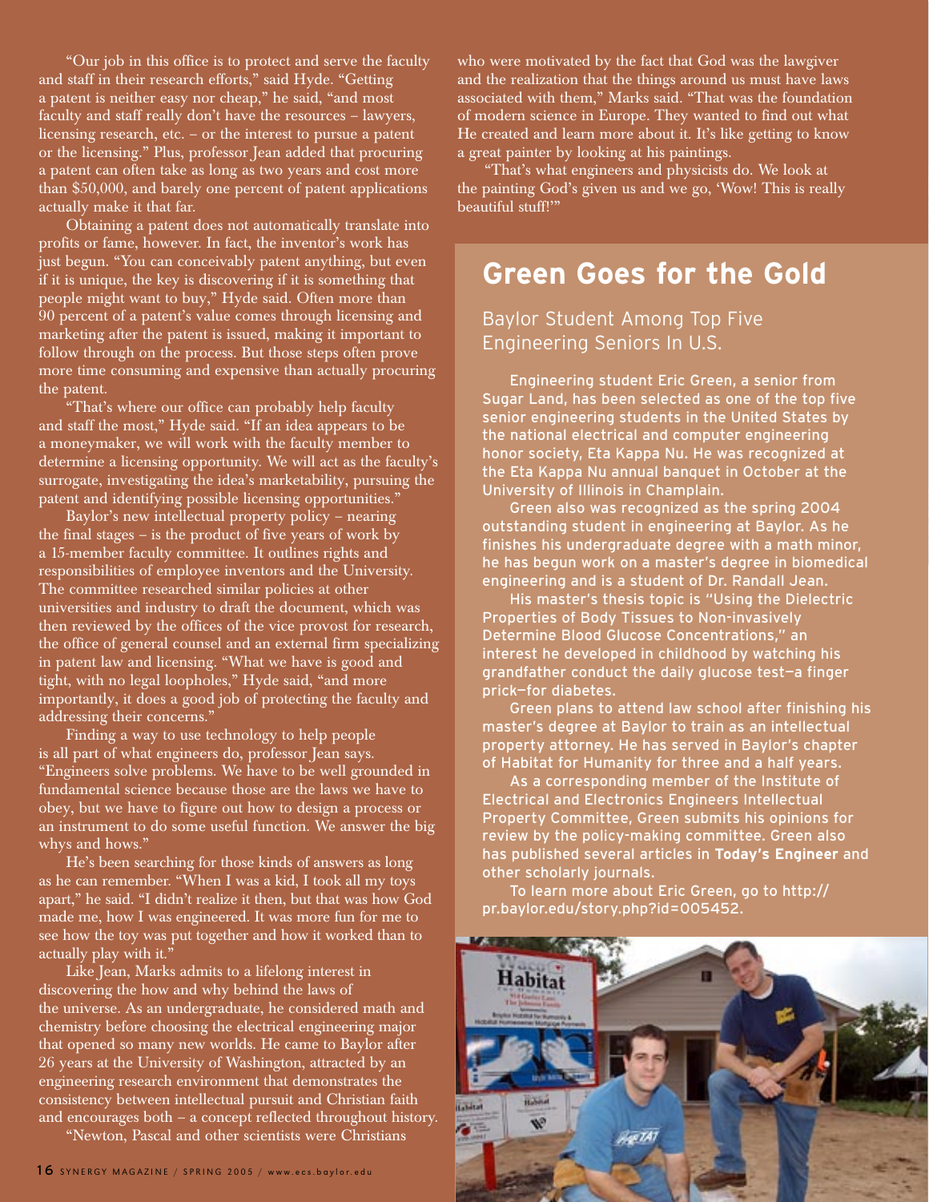"Our job in this office is to protect and serve the faculty and staff in their research efforts," said Hyde. "Getting a patent is neither easy nor cheap," he said, "and most faculty and staff really don't have the resources – lawyers, licensing research, etc. – or the interest to pursue a patent or the licensing." Plus, professor Jean added that procuring a patent can often take as long as two years and cost more than $50,000, and barely one percent of patent applications actually make it that far.

Obtaining a patent does not automatically translate into profits or fame, however. In fact, the inventor's work has just begun. "You can conceivably patent anything, but even if it is unique, the key is discovering if it is something that people might want to buy," Hyde said. Often more than 90 percent of a patent's value comes through licensing and marketing after the patent is issued, making it important to follow through on the process. But those steps often prove more time consuming and expensive than actually procuring the patent.

"That's where our office can probably help faculty and staff the most," Hyde said. "If an idea appears to be a moneymaker, we will work with the faculty member to determine a licensing opportunity. We will act as the faculty's surrogate, investigating the idea's marketability, pursuing the patent and identifying possible licensing opportunities."

Baylor's new intellectual property policy – nearing the final stages – is the product of five years of work by a 15-member faculty committee. It outlines rights and responsibilities of employee inventors and the University. The committee researched similar policies at other universities and industry to draft the document, which was then reviewed by the offices of the vice provost for research, the office of general counsel and an external firm specializing in patent law and licensing. "What we have is good and tight, with no legal loopholes," Hyde said, "and more importantly, it does a good job of protecting the faculty and addressing their concerns."

Finding a way to use technology to help people is all part of what engineers do, professor Jean says. "Engineers solve problems. We have to be well grounded in fundamental science because those are the laws we have to obey, but we have to figure out how to design a process or an instrument to do some useful function. We answer the big whys and hows."

He's been searching for those kinds of answers as long as he can remember. "When I was a kid, I took all my toys apart," he said. "I didn't realize it then, but that was how God made me, how I was engineered. It was more fun for me to see how the toy was put together and how it worked than to actually play with it."

Like Jean, Marks admits to a lifelong interest in discovering the how and why behind the laws of the universe. As an undergraduate, he considered math and chemistry before choosing the electrical engineering major that opened so many new worlds. He came to Baylor after 26 years at the University of Washington, attracted by an engineering research environment that demonstrates the consistency between intellectual pursuit and Christian faith and encourages both – a concept reflected throughout history.

"Newton, Pascal and other scientists were Christians who were motivated by the fact that God was the lawgiver and the realization that the things around us must have laws associated with them," Marks said. "That was the foundation of modern science in Europe. They wanted to find out what He created and learn more about it. It's like getting to know a great painter by looking at his paintings.

"That's what engineers and physicists do. We look at the painting God's given us and we go, 'Wow! This is really beautiful stuff!'"

## Green Goes for the Gold

### Baylor Student Among Top Five Engineering Seniors In U.S.

Engineering student Eric Green, a senior from Sugar Land, has been selected as one of the top five senior engineering students in the United States by the national electrical and computer engineering honor society, Eta Kappa Nu. He was recognized at the Eta Kappa Nu annual banquet in October at the University of Illinois in Champlain.

Green also was recognized as the spring 2004 outstanding student in engineering at Baylor. As he finishes his undergraduate degree with a math minor, he has begun work on a master's degree in biomedical engineering and is a student of Dr. Randall Jean.

His master's thesis topic is "Using the Dielectric Properties of Body Tissues to Non-invasively Determine Blood Glucose Concentrations," an interest he developed in childhood by watching his grandfather conduct the daily glucose test—a finger prick—for diabetes.

Green plans to attend law school after finishing his master's degree at Baylor to train as an intellectual property attorney. He has served in Baylor's chapter of Habitat for Humanity for three and a half years.

As a corresponding member of the Institute of Electrical and Electronics Engineers Intellectual Property Committee, Green submits his opinions for review by the policy-making committee. Green also has published several articles in **Today's Engineer** and other scholarly journals.

To learn more about Eric Green, go to http://pr.baylor.edu/story.php?id=005452.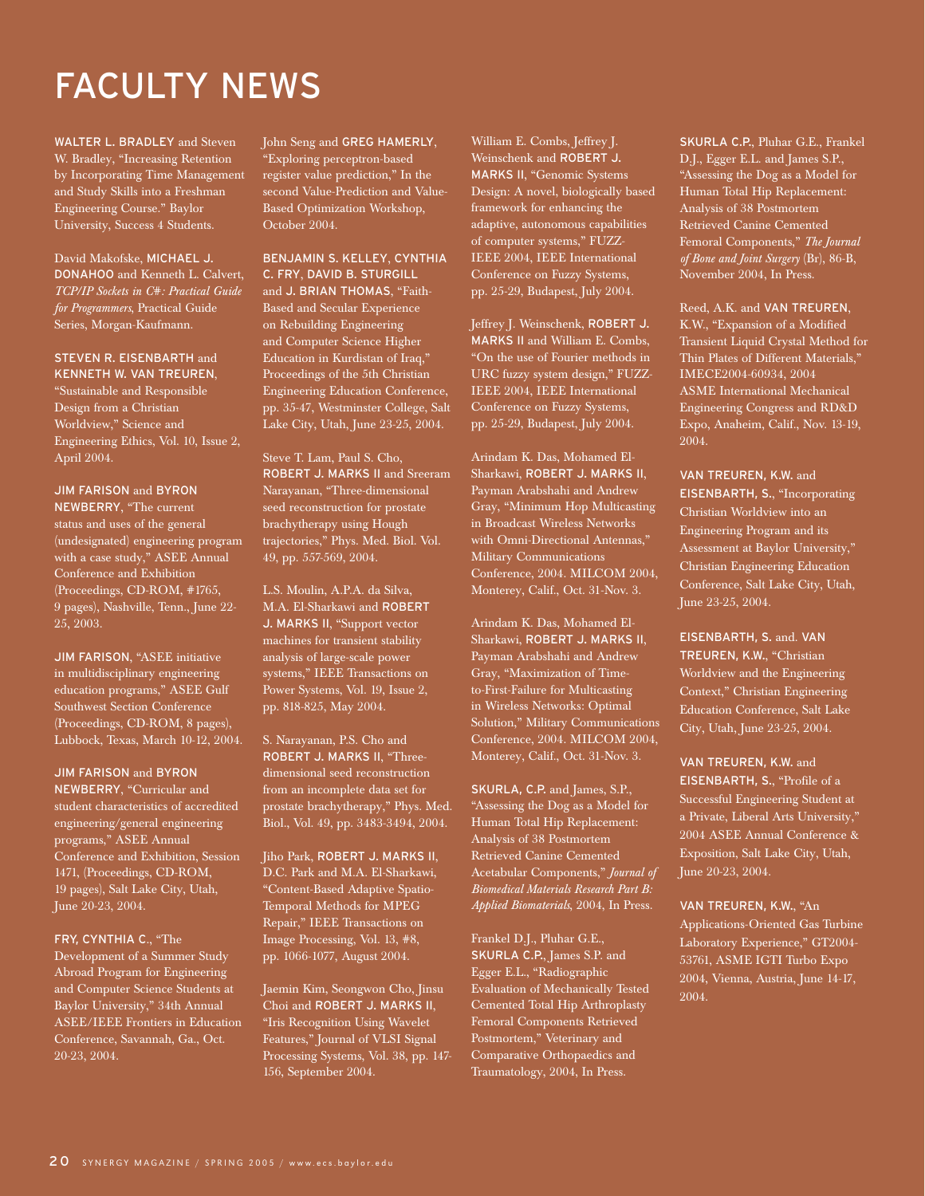# FACULTY NEWS

WALTER L. BRADLEY and Steven W. Bradley, "Increasing Retention by Incorporating Time Management and Study Skills into a Freshman Engineering Course." Baylor University, Success 4 Students.

David Makofske, MICHAEL J. DONAHOO and Kenneth L. Calvert, *TCP/IP Sockets in C#: Practical Guide for Programmers*, Practical Guide Series, Morgan-Kaufmann.

STEVEN R. EISENBARTH and KENNETH W. VAN TREUREN, "Sustainable and Responsible Design from a Christian Worldview," Science and Engineering Ethics, Vol. 10, Issue 2, April 2004.

JIM FARISON and BYRON NEWBERRY, "The current status and uses of the general (undesignated) engineering program with a case study," ASEE Annual Conference and Exhibition (Proceedings, CD-ROM, #1765, 9 pages), Nashville, Tenn., June 22-25, 2003.

JIM FARISON, "ASEE initiative in multidisciplinary engineering education programs," ASEE Gulf Southwest Section Conference (Proceedings, CD-ROM, 8 pages), Lubbock, Texas, March 10-12, 2004.

JIM FARISON and BYRON NEWBERRY, "Curricular and student characteristics of accredited engineering/general engineering programs," ASEE Annual Conference and Exhibition, Session 1471, (Proceedings, CD-ROM, 19 pages), Salt Lake City, Utah, June 20-23, 2004.

FRY, CYNTHIA C., "The Development of a Summer Study Abroad Program for Engineering and Computer Science Students at Baylor University," 34th Annual ASEE/IEEE Frontiers in Education Conference, Savannah, Ga., Oct. 20-23, 2004.

John Seng and GREG HAMERLY, "Exploring perceptron-based register value prediction," In the second Value-Prediction and Value-Based Optimization Workshop, October 2004.

BENJAMIN S. KELLEY, CYNTHIA C. FRY, DAVID B. STURGILL and J. BRIAN THOMAS, "Faith-Based and Secular Experience on Rebuilding Engineering and Computer Science Higher Education in Kurdistan of Iraq," Proceedings of the 5th Christian Engineering Education Conference, pp. 35-47, Westminster College, Salt Lake City, Utah, June 23-25, 2004.

Steve T. Lam, Paul S. Cho, ROBERT J. MARKS II and Sreeram Narayanan, "Three-dimensional seed reconstruction for prostate brachytherapy using Hough trajectories," Phys. Med. Biol. Vol. 49, pp. 557-569, 2004.

L.S. Moulin, A.P.A. da Silva, M.A. El-Sharkawi and ROBERT J. MARKS II, "Support vector machines for transient stability analysis of large-scale power systems," IEEE Transactions on Power Systems, Vol. 19, Issue 2, pp. 818-825, May 2004.

S. Narayanan, P.S. Cho and ROBERT J. MARKS II, "Three-dimensional seed reconstruction from an incomplete data set for prostate brachytherapy," Phys. Med. Biol., Vol. 49, pp. 3483-3494, 2004.

Jiho Park, ROBERT J. MARKS II, D.C. Park and M.A. El-Sharkawi, "Content-Based Adaptive Spatio-Temporal Methods for MPEG Repair," IEEE Transactions on Image Processing, Vol. 13, #8, pp. 1066-1077, August 2004.

Jaemin Kim, Seongwon Cho, Jinsu Choi and ROBERT J. MARKS II, "Iris Recognition Using Wavelet Features," Journal of VLSI Signal Processing Systems, Vol. 38, pp. 147-156, September 2004.

William E. Combs, Jeffrey J. Weinschenk and ROBERT J. MARKS II, "Genomic Systems Design: A novel, biologically based framework for enhancing the adaptive, autonomous capabilities of computer systems," FUZZ-IEEE 2004, IEEE International Conference on Fuzzy Systems, pp. 25-29, Budapest, July 2004.

Jeffrey J. Weinschenk, ROBERT J. MARKS II and William E. Combs, "On the use of Fourier methods in URC fuzzy system design," FUZZ-IEEE 2004, IEEE International Conference on Fuzzy Systems, pp. 25-29, Budapest, July 2004.

Arindam K. Das, Mohamed El-Sharkawi, ROBERT J. MARKS II, Payman Arabshahi and Andrew Gray, "Minimum Hop Multicasting in Broadcast Wireless Networks with Omni-Directional Antennas," Military Communications Conference, 2004. MILCOM 2004, Monterey, Calif., Oct. 31-Nov. 3.

Arindam K. Das, Mohamed El-Sharkawi, ROBERT J. MARKS II, Payman Arabshahi and Andrew Gray, "Maximization of Time-to-First-Failure for Multicasting in Wireless Networks: Optimal Solution," Military Communications Conference, 2004. MILCOM 2004, Monterey, Calif., Oct. 31-Nov. 3.

SKURLA, C.P. and James, S.P., "Assessing the Dog as a Model for Human Total Hip Replacement: Analysis of 38 Postmortem Retrieved Canine Cemented Acetabular Components," *Journal of Biomedical Materials Research Part B: Applied Biomaterials*, 2004, In Press.

Frankel D.J., Pluhar G.E., SKURLA C.P., James S.P. and Egger E.L., "Radiographic Evaluation of Mechanically Tested Cemented Total Hip Arthroplasty Femoral Components Retrieved Postmortem," Veterinary and Comparative Orthopaedics and Traumatology, 2004, In Press.

SKURLA C.P., Pluhar G.E., Frankel D.J., Egger E.L. and James S.P., "Assessing the Dog as a Model for Human Total Hip Replacement: Analysis of 38 Postmortem Retrieved Canine Cemented Femoral Components," *The Journal of Bone and Joint Surgery* (Br), 86-B, November 2004, In Press.

Reed, A.K. and VAN TREUREN, K.W., "Expansion of a Modified Transient Liquid Crystal Method for Thin Plates of Different Materials," IMECE2004-60934, 2004 ASME International Mechanical Engineering Congress and RD&D Expo, Anaheim, Calif., Nov. 13-19, 2004.

VAN TREUREN, K.W. and EISENBARTH, S., "Incorporating Christian Worldview into an Engineering Program and its Assessment at Baylor University," Christian Engineering Education Conference, Salt Lake City, Utah, June 23-25, 2004.

EISENBARTH, S. and. VAN TREUREN, K.W., "Christian Worldview and the Engineering Context," Christian Engineering Education Conference, Salt Lake City, Utah, June 23-25, 2004.

VAN TREUREN, K.W. and EISENBARTH, S., "Profile of a Successful Engineering Student at a Private, Liberal Arts University," 2004 ASEE Annual Conference & Exposition, Salt Lake City, Utah, June 20-23, 2004.

VAN TREUREN, K.W., "An Applications-Oriented Gas Turbine Laboratory Experience," GT2004-53761, ASME IGTI Turbo Expo 2004, Vienna, Austria, June 14-17, 2004.